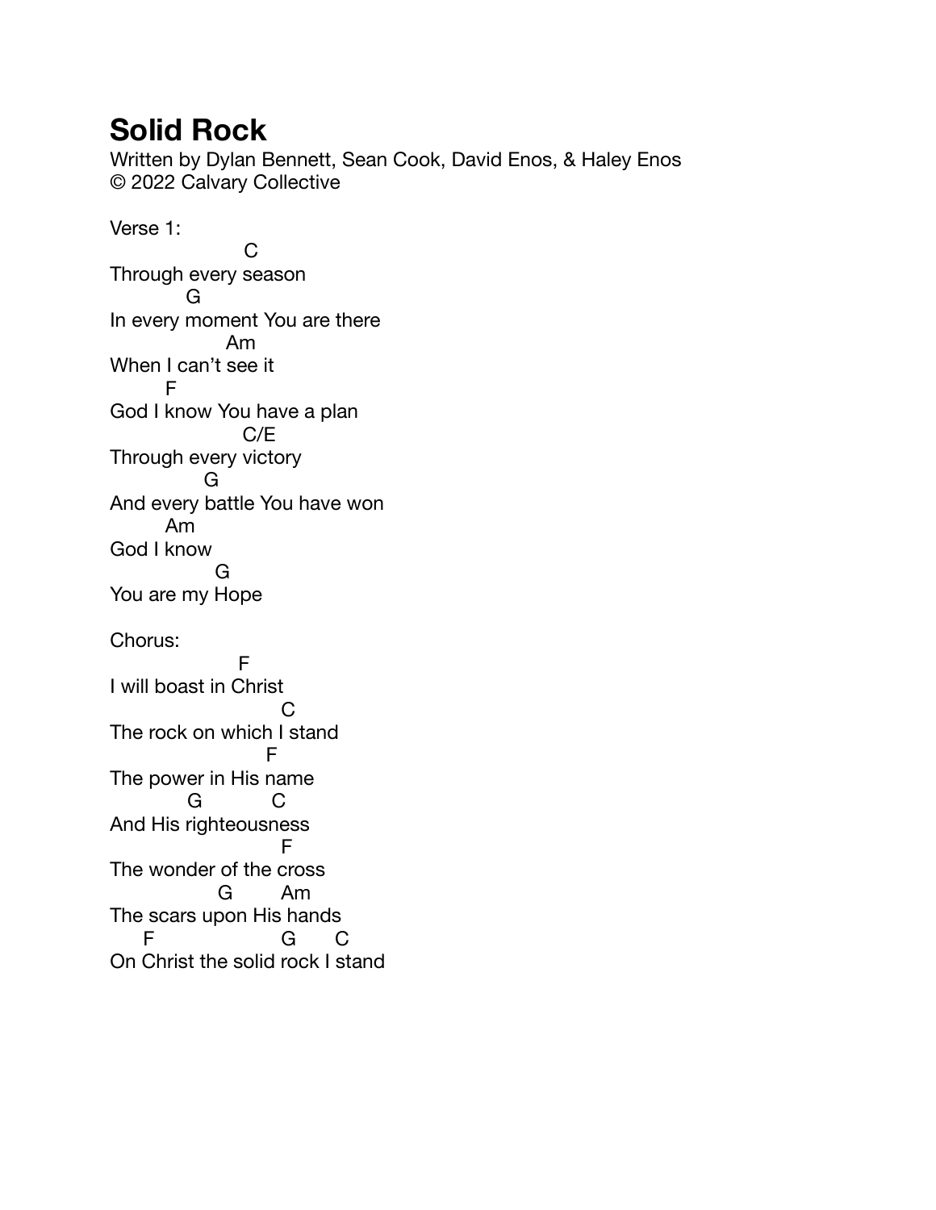# Solid Rock

Written by Dylan Bennett, Sean Cook, David Enos, & Haley Enos
© 2022 Calvary Collective

Verse 1:

```
                        C
Through every season
              G
In every moment You are there
                     Am
When I can't see it
          F
God I know You have a plan
                        C/E
Through every victory
                  G
And every battle You have won
          Am
God I know
                   G
You are my Hope
```

Chorus:

```
                        F
I will boast in Christ
                              C
The rock on which I stand
                         F
The power in His name
             G            C
And His righteousness
                              F
The wonder of the cross
                   G          Am
The scars upon His hands
       F                      G       C
On Christ the solid rock I stand
```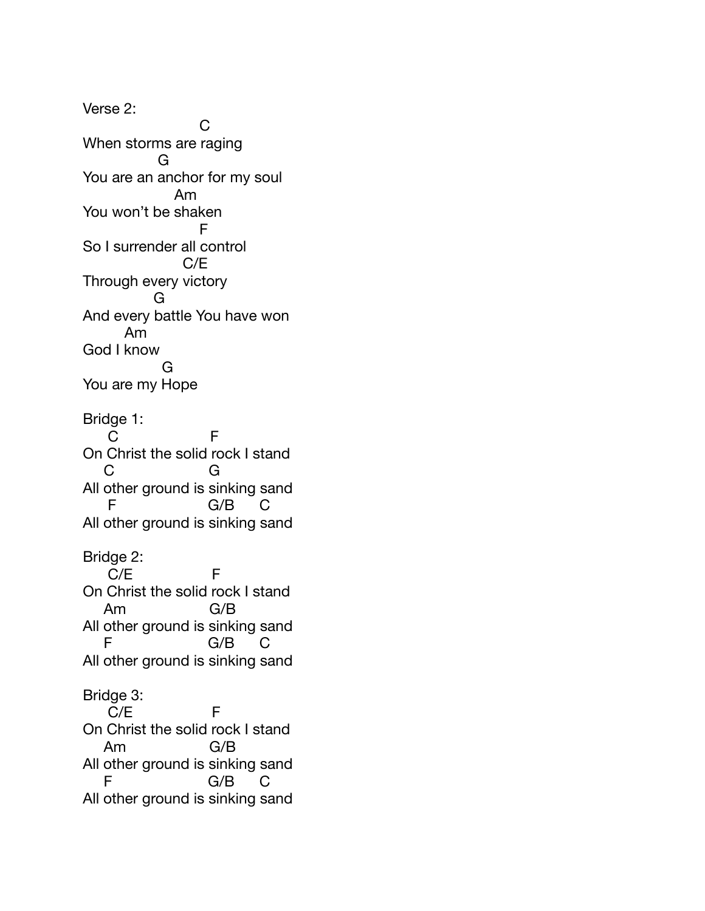```
Verse 2:
                          C
When storms are raging
                 G
You are an anchor for my soul
                    Am
You won't be shaken
                          F
So I surrender all control
                      C/E
Through every victory
                G
And every battle You have won
         Am
God I know
                 G
You are my Hope

Bridge 1:
     C                     F
On Christ the solid rock I stand
    C                      G
All other ground is sinking sand
     F                     G/B     C
All other ground is sinking sand

Bridge 2:
     C/E                   F
On Christ the solid rock I stand
    Am                     G/B
All other ground is sinking sand
    F                      G/B     C
All other ground is sinking sand

Bridge 3:
     C/E                   F
On Christ the solid rock I stand
    Am                     G/B
All other ground is sinking sand
    F                      G/B     C
All other ground is sinking sand
```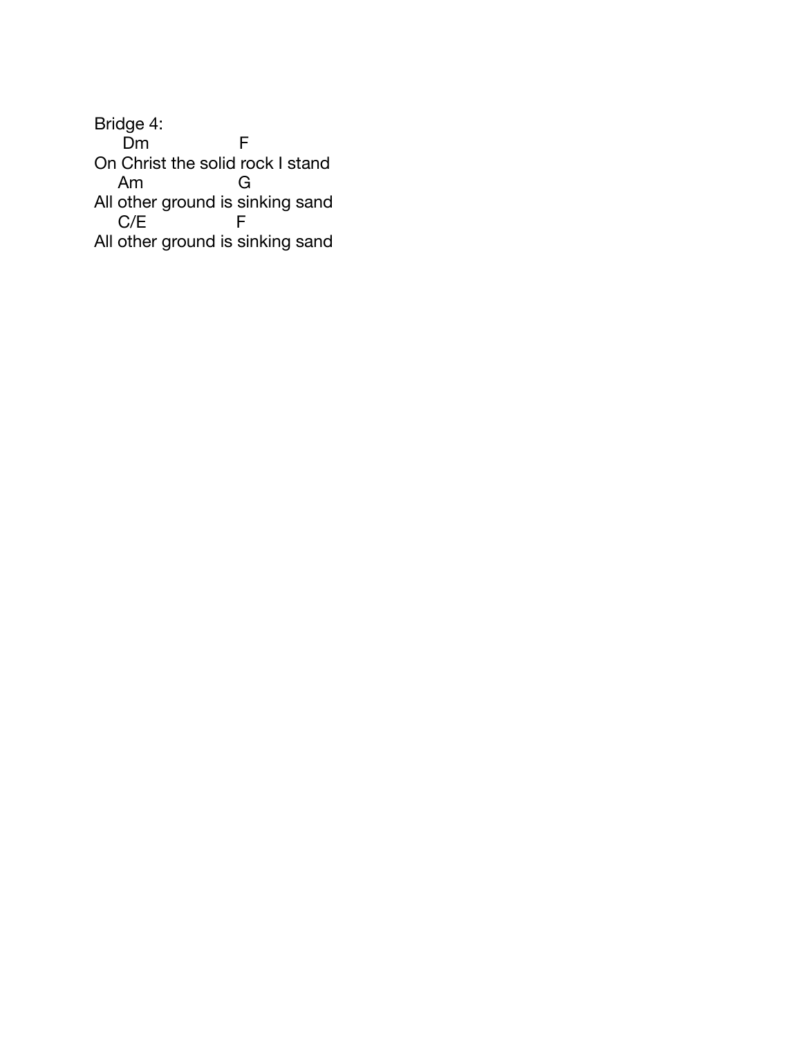Bridge 4:

```
      Dm                   F
On Christ the solid rock I stand
     Am                    G
All other ground is sinking sand
     C/E                  F
All other ground is sinking sand
```